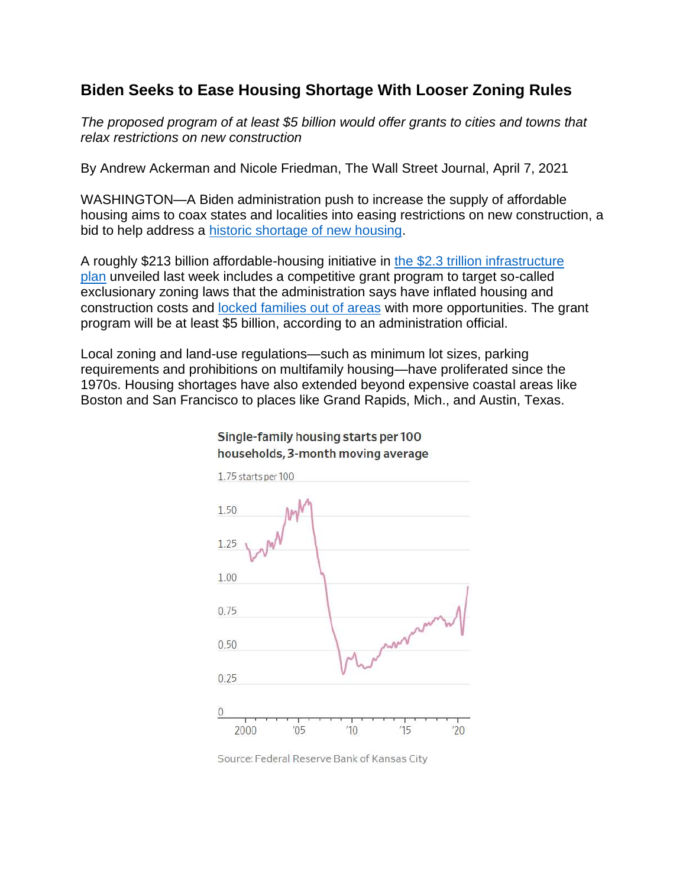# Biden Seeks to Ease Housing Shortage With Looser Zoning Rules

*The proposed program of at least $5 billion would offer grants to cities and towns that relax restrictions on new construction*

By Andrew Ackerman and Nicole Friedman, The Wall Street Journal, April 7, 2021

WASHINGTON—A Biden administration push to increase the supply of affordable housing aims to coax states and localities into easing restrictions on new construction, a bid to help address a historic shortage of new housing.

A roughly $213 billion affordable-housing initiative in the $2.3 trillion infrastructure plan unveiled last week includes a competitive grant program to target so-called exclusionary zoning laws that the administration says have inflated housing and construction costs and locked families out of areas with more opportunities. The grant program will be at least $5 billion, according to an administration official.

Local zoning and land-use regulations—such as minimum lot sizes, parking requirements and prohibitions on multifamily housing—have proliferated since the 1970s. Housing shortages have also extended beyond expensive coastal areas like Boston and San Francisco to places like Grand Rapids, Mich., and Austin, Texas.

**Single-family housing starts per 100 households, 3-month moving average**

Source: Federal Reserve Bank of Kansas City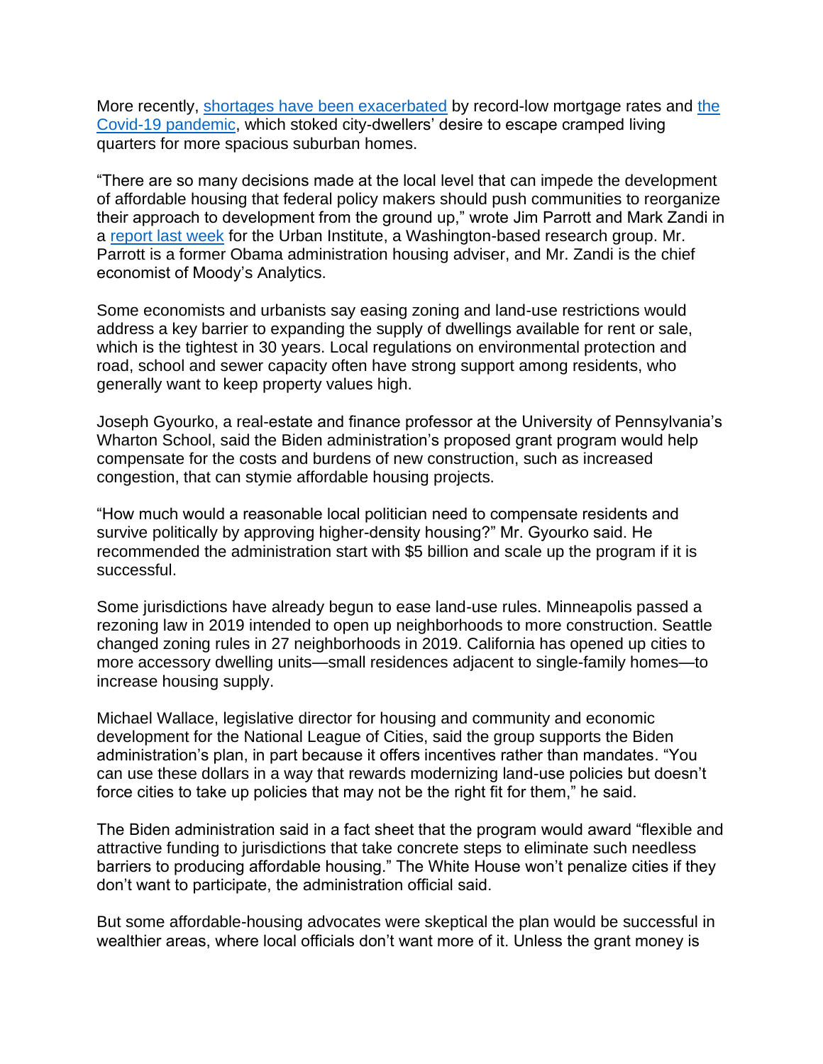More recently, [shortages have been exacerbated] by record-low mortgage rates and [the Covid-19 pandemic], which stoked city-dwellers' desire to escape cramped living quarters for more spacious suburban homes.

"There are so many decisions made at the local level that can impede the development of affordable housing that federal policy makers should push communities to reorganize their approach to development from the ground up," wrote Jim Parrott and Mark Zandi in a [report last week] for the Urban Institute, a Washington-based research group. Mr. Parrott is a former Obama administration housing adviser, and Mr. Zandi is the chief economist of Moody's Analytics.

Some economists and urbanists say easing zoning and land-use restrictions would address a key barrier to expanding the supply of dwellings available for rent or sale, which is the tightest in 30 years. Local regulations on environmental protection and road, school and sewer capacity often have strong support among residents, who generally want to keep property values high.

Joseph Gyourko, a real-estate and finance professor at the University of Pennsylvania's Wharton School, said the Biden administration's proposed grant program would help compensate for the costs and burdens of new construction, such as increased congestion, that can stymie affordable housing projects.

"How much would a reasonable local politician need to compensate residents and survive politically by approving higher-density housing?" Mr. Gyourko said. He recommended the administration start with $5 billion and scale up the program if it is successful.

Some jurisdictions have already begun to ease land-use rules. Minneapolis passed a rezoning law in 2019 intended to open up neighborhoods to more construction. Seattle changed zoning rules in 27 neighborhoods in 2019. California has opened up cities to more accessory dwelling units—small residences adjacent to single-family homes—to increase housing supply.

Michael Wallace, legislative director for housing and community and economic development for the National League of Cities, said the group supports the Biden administration's plan, in part because it offers incentives rather than mandates. "You can use these dollars in a way that rewards modernizing land-use policies but doesn't force cities to take up policies that may not be the right fit for them," he said.

The Biden administration said in a fact sheet that the program would award "flexible and attractive funding to jurisdictions that take concrete steps to eliminate such needless barriers to producing affordable housing." The White House won't penalize cities if they don't want to participate, the administration official said.

But some affordable-housing advocates were skeptical the plan would be successful in wealthier areas, where local officials don't want more of it. Unless the grant money is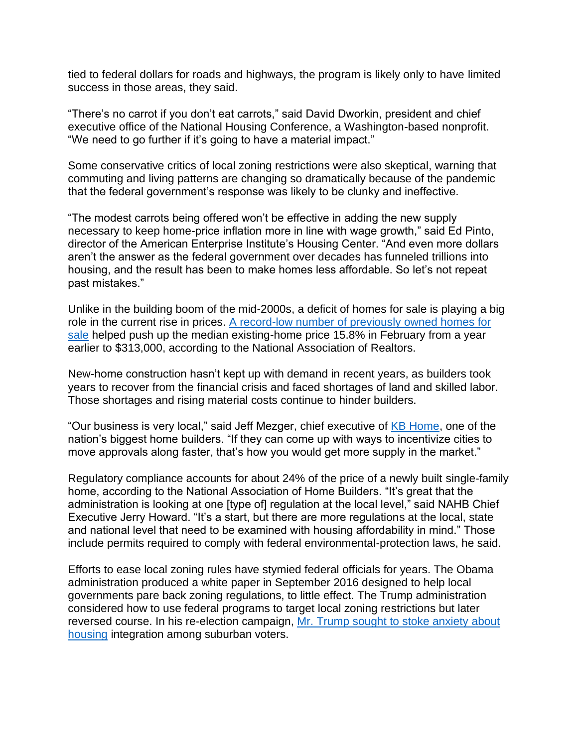tied to federal dollars for roads and highways, the program is likely only to have limited success in those areas, they said.

"There's no carrot if you don't eat carrots," said David Dworkin, president and chief executive office of the National Housing Conference, a Washington-based nonprofit. "We need to go further if it's going to have a material impact."

Some conservative critics of local zoning restrictions were also skeptical, warning that commuting and living patterns are changing so dramatically because of the pandemic that the federal government's response was likely to be clunky and ineffective.

"The modest carrots being offered won't be effective in adding the new supply necessary to keep home-price inflation more in line with wage growth," said Ed Pinto, director of the American Enterprise Institute's Housing Center. "And even more dollars aren't the answer as the federal government over decades has funneled trillions into housing, and the result has been to make homes less affordable. So let's not repeat past mistakes."

Unlike in the building boom of the mid-2000s, a deficit of homes for sale is playing a big role in the current rise in prices. [A record-low number of previously owned homes for sale]() helped push up the median existing-home price 15.8% in February from a year earlier to $313,000, according to the National Association of Realtors.

New-home construction hasn't kept up with demand in recent years, as builders took years to recover from the financial crisis and faced shortages of land and skilled labor. Those shortages and rising material costs continue to hinder builders.

"Our business is very local," said Jeff Mezger, chief executive of [KB Home](), one of the nation's biggest home builders. "If they can come up with ways to incentivize cities to move approvals along faster, that's how you would get more supply in the market."

Regulatory compliance accounts for about 24% of the price of a newly built single-family home, according to the National Association of Home Builders. "It's great that the administration is looking at one [type of] regulation at the local level," said NAHB Chief Executive Jerry Howard. "It's a start, but there are more regulations at the local, state and national level that need to be examined with housing affordability in mind." Those include permits required to comply with federal environmental-protection laws, he said.

Efforts to ease local zoning rules have stymied federal officials for years. The Obama administration produced a white paper in September 2016 designed to help local governments pare back zoning regulations, to little effect. The Trump administration considered how to use federal programs to target local zoning restrictions but later reversed course. In his re-election campaign, [Mr. Trump sought to stoke anxiety about housing]() integration among suburban voters.